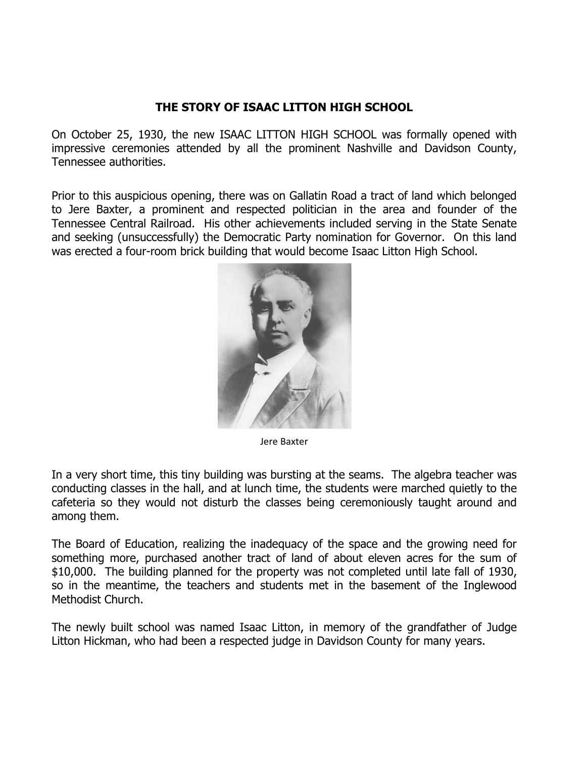# THE STORY OF ISAAC LITTON HIGH SCHOOL

On October 25, 1930, the new ISAAC LITTON HIGH SCHOOL was formally opened with impressive ceremonies attended by all the prominent Nashville and Davidson County, Tennessee authorities.

Prior to this auspicious opening, there was on Gallatin Road a tract of land which belonged to Jere Baxter, a prominent and respected politician in the area and founder of the Tennessee Central Railroad. His other achievements included serving in the State Senate and seeking (unsuccessfully) the Democratic Party nomination for Governor. On this land was erected a four-room brick building that would become Isaac Litton High School.

Jere Baxter

In a very short time, this tiny building was bursting at the seams. The algebra teacher was conducting classes in the hall, and at lunch time, the students were marched quietly to the cafeteria so they would not disturb the classes being ceremoniously taught around and among them.

The Board of Education, realizing the inadequacy of the space and the growing need for something more, purchased another tract of land of about eleven acres for the sum of $10,000. The building planned for the property was not completed until late fall of 1930, so in the meantime, the teachers and students met in the basement of the Inglewood Methodist Church.

The newly built school was named Isaac Litton, in memory of the grandfather of Judge Litton Hickman, who had been a respected judge in Davidson County for many years.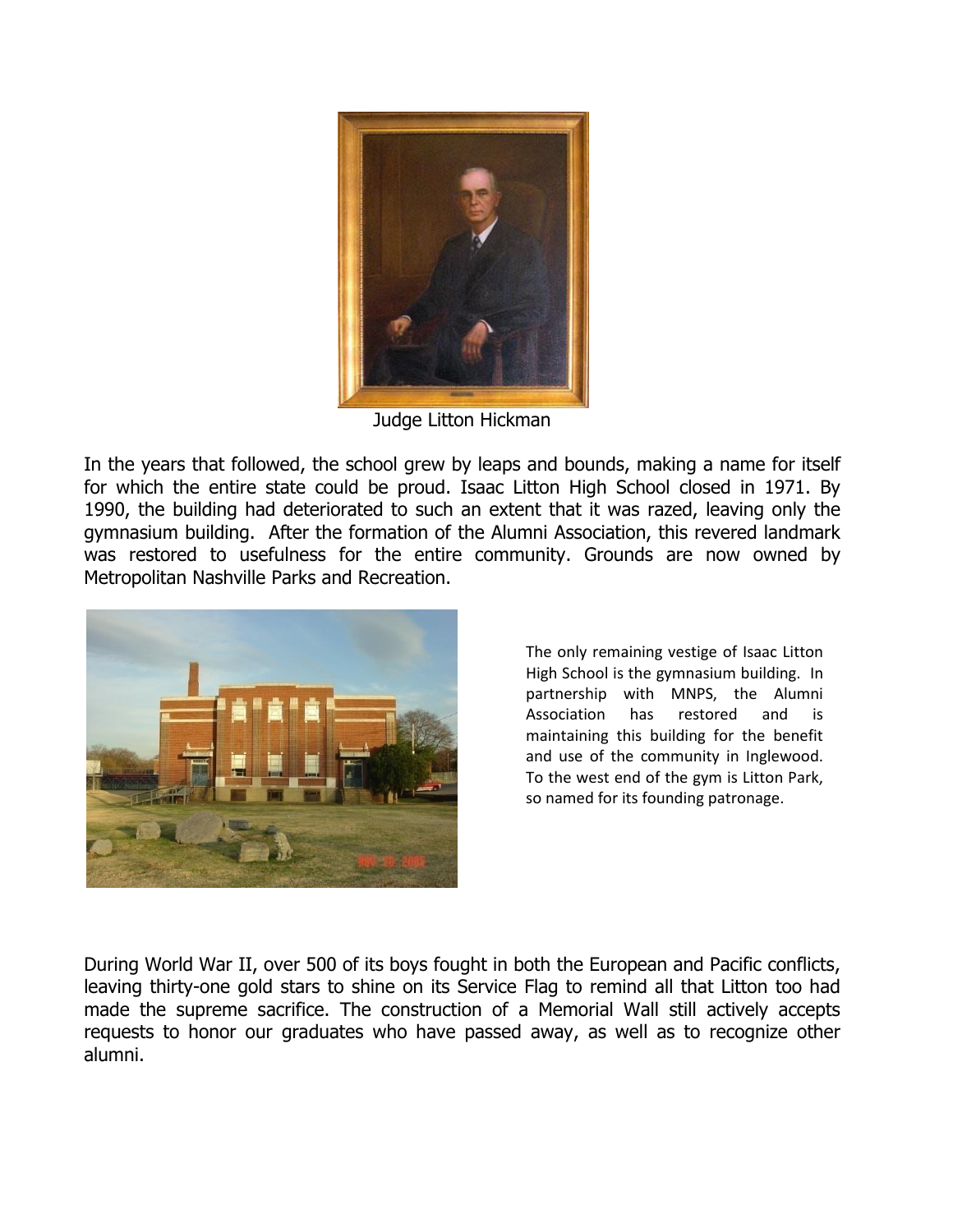Judge Litton Hickman

In the years that followed, the school grew by leaps and bounds, making a name for itself for which the entire state could be proud. Isaac Litton High School closed in 1971. By 1990, the building had deteriorated to such an extent that it was razed, leaving only the gymnasium building. After the formation of the Alumni Association, this revered landmark was restored to usefulness for the entire community. Grounds are now owned by Metropolitan Nashville Parks and Recreation.

The only remaining vestige of Isaac Litton High School is the gymnasium building. In partnership with MNPS, the Alumni Association has restored and is maintaining this building for the benefit and use of the community in Inglewood. To the west end of the gym is Litton Park, so named for its founding patronage.

During World War II, over 500 of its boys fought in both the European and Pacific conflicts, leaving thirty-one gold stars to shine on its Service Flag to remind all that Litton too had made the supreme sacrifice. The construction of a Memorial Wall still actively accepts requests to honor our graduates who have passed away, as well as to recognize other alumni.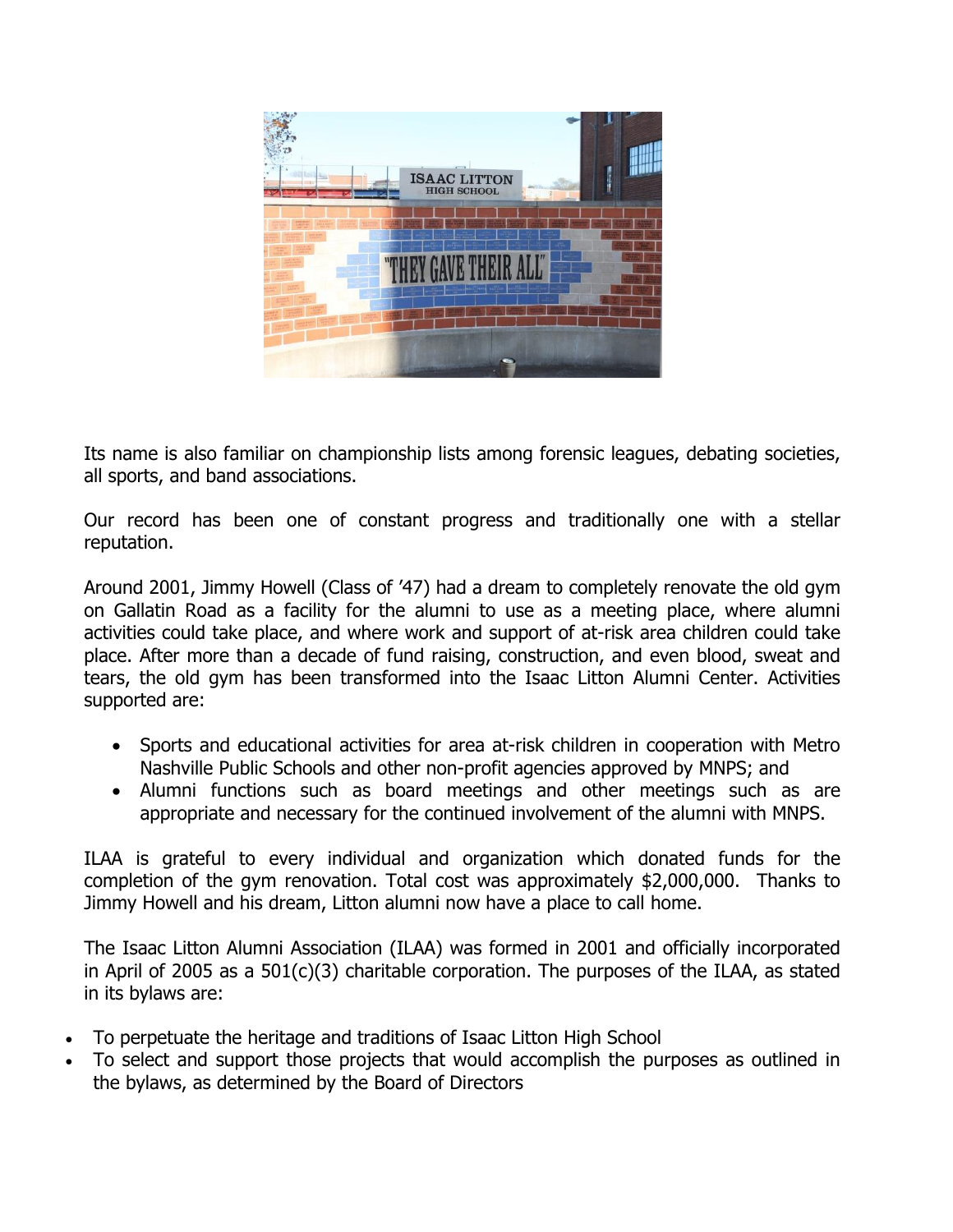Its name is also familiar on championship lists among forensic leagues, debating societies, all sports, and band associations.

Our record has been one of constant progress and traditionally one with a stellar reputation.

Around 2001, Jimmy Howell (Class of '47) had a dream to completely renovate the old gym on Gallatin Road as a facility for the alumni to use as a meeting place, where alumni activities could take place, and where work and support of at-risk area children could take place. After more than a decade of fund raising, construction, and even blood, sweat and tears, the old gym has been transformed into the Isaac Litton Alumni Center. Activities supported are:

- Sports and educational activities for area at-risk children in cooperation with Metro Nashville Public Schools and other non-profit agencies approved by MNPS; and
- Alumni functions such as board meetings and other meetings such as are appropriate and necessary for the continued involvement of the alumni with MNPS.

ILAA is grateful to every individual and organization which donated funds for the completion of the gym renovation. Total cost was approximately $2,000,000. Thanks to Jimmy Howell and his dream, Litton alumni now have a place to call home.

The Isaac Litton Alumni Association (ILAA) was formed in 2001 and officially incorporated in April of 2005 as a 501(c)(3) charitable corporation. The purposes of the ILAA, as stated in its bylaws are:

- To perpetuate the heritage and traditions of Isaac Litton High School
- To select and support those projects that would accomplish the purposes as outlined in the bylaws, as determined by the Board of Directors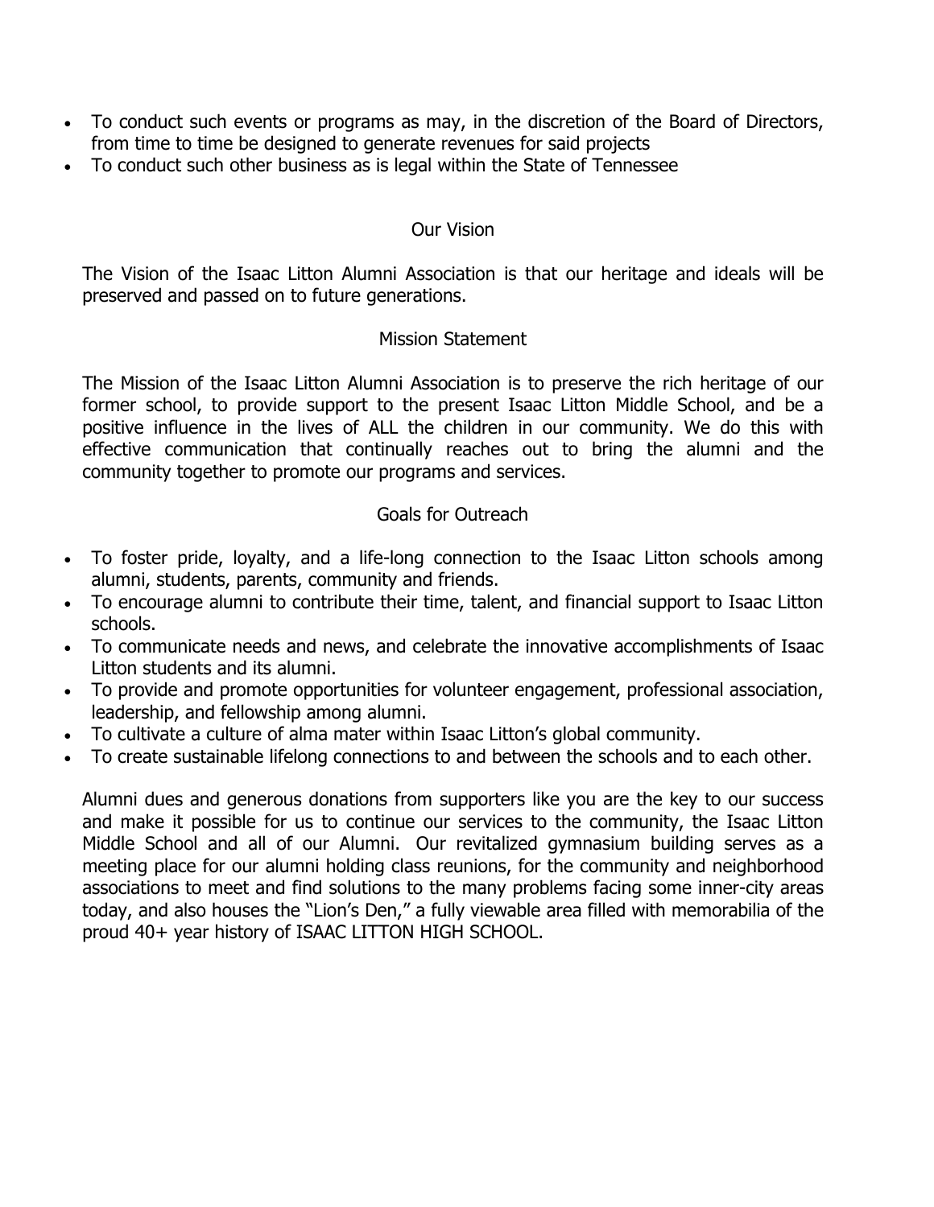- To conduct such events or programs as may, in the discretion of the Board of Directors, from time to time be designed to generate revenues for said projects
- To conduct such other business as is legal within the State of Tennessee

## Our Vision

The Vision of the Isaac Litton Alumni Association is that our heritage and ideals will be preserved and passed on to future generations.

## Mission Statement

The Mission of the Isaac Litton Alumni Association is to preserve the rich heritage of our former school, to provide support to the present Isaac Litton Middle School, and be a positive influence in the lives of ALL the children in our community. We do this with effective communication that continually reaches out to bring the alumni and the community together to promote our programs and services.

## Goals for Outreach

- To foster pride, loyalty, and a life-long connection to the Isaac Litton schools among alumni, students, parents, community and friends.
- To encourage alumni to contribute their time, talent, and financial support to Isaac Litton schools.
- To communicate needs and news, and celebrate the innovative accomplishments of Isaac Litton students and its alumni.
- To provide and promote opportunities for volunteer engagement, professional association, leadership, and fellowship among alumni.
- To cultivate a culture of alma mater within Isaac Litton's global community.
- To create sustainable lifelong connections to and between the schools and to each other.

Alumni dues and generous donations from supporters like you are the key to our success and make it possible for us to continue our services to the community, the Isaac Litton Middle School and all of our Alumni. Our revitalized gymnasium building serves as a meeting place for our alumni holding class reunions, for the community and neighborhood associations to meet and find solutions to the many problems facing some inner-city areas today, and also houses the "Lion's Den," a fully viewable area filled with memorabilia of the proud 40+ year history of ISAAC LITTON HIGH SCHOOL.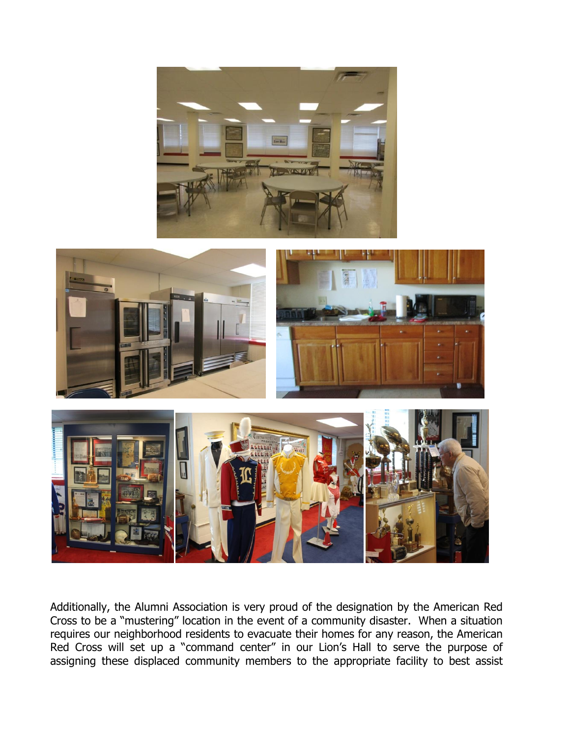Additionally, the Alumni Association is very proud of the designation by the American Red Cross to be a "mustering" location in the event of a community disaster. When a situation requires our neighborhood residents to evacuate their homes for any reason, the American Red Cross will set up a "command center" in our Lion's Hall to serve the purpose of assigning these displaced community members to the appropriate facility to best assist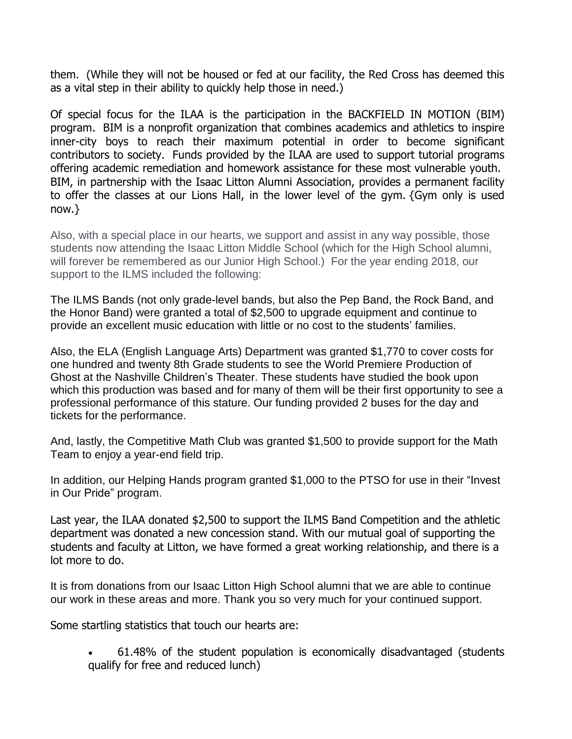them. (While they will not be housed or fed at our facility, the Red Cross has deemed this as a vital step in their ability to quickly help those in need.)

Of special focus for the ILAA is the participation in the BACKFIELD IN MOTION (BIM) program. BIM is a nonprofit organization that combines academics and athletics to inspire inner-city boys to reach their maximum potential in order to become significant contributors to society. Funds provided by the ILAA are used to support tutorial programs offering academic remediation and homework assistance for these most vulnerable youth. BIM, in partnership with the Isaac Litton Alumni Association, provides a permanent facility to offer the classes at our Lions Hall, in the lower level of the gym. {Gym only is used now.}

Also, with a special place in our hearts, we support and assist in any way possible, those students now attending the Isaac Litton Middle School (which for the High School alumni, will forever be remembered as our Junior High School.) For the year ending 2018, our support to the ILMS included the following:

The ILMS Bands (not only grade-level bands, but also the Pep Band, the Rock Band, and the Honor Band) were granted a total of $2,500 to upgrade equipment and continue to provide an excellent music education with little or no cost to the students' families.

Also, the ELA (English Language Arts) Department was granted $1,770 to cover costs for one hundred and twenty 8th Grade students to see the World Premiere Production of Ghost at the Nashville Children's Theater. These students have studied the book upon which this production was based and for many of them will be their first opportunity to see a professional performance of this stature. Our funding provided 2 buses for the day and tickets for the performance.

And, lastly, the Competitive Math Club was granted $1,500 to provide support for the Math Team to enjoy a year-end field trip.

In addition, our Helping Hands program granted $1,000 to the PTSO for use in their "Invest in Our Pride" program.

Last year, the ILAA donated $2,500 to support the ILMS Band Competition and the athletic department was donated a new concession stand. With our mutual goal of supporting the students and faculty at Litton, we have formed a great working relationship, and there is a lot more to do.

It is from donations from our Isaac Litton High School alumni that we are able to continue our work in these areas and more. Thank you so very much for your continued support.

Some startling statistics that touch our hearts are:

- 61.48% of the student population is economically disadvantaged (students qualify for free and reduced lunch)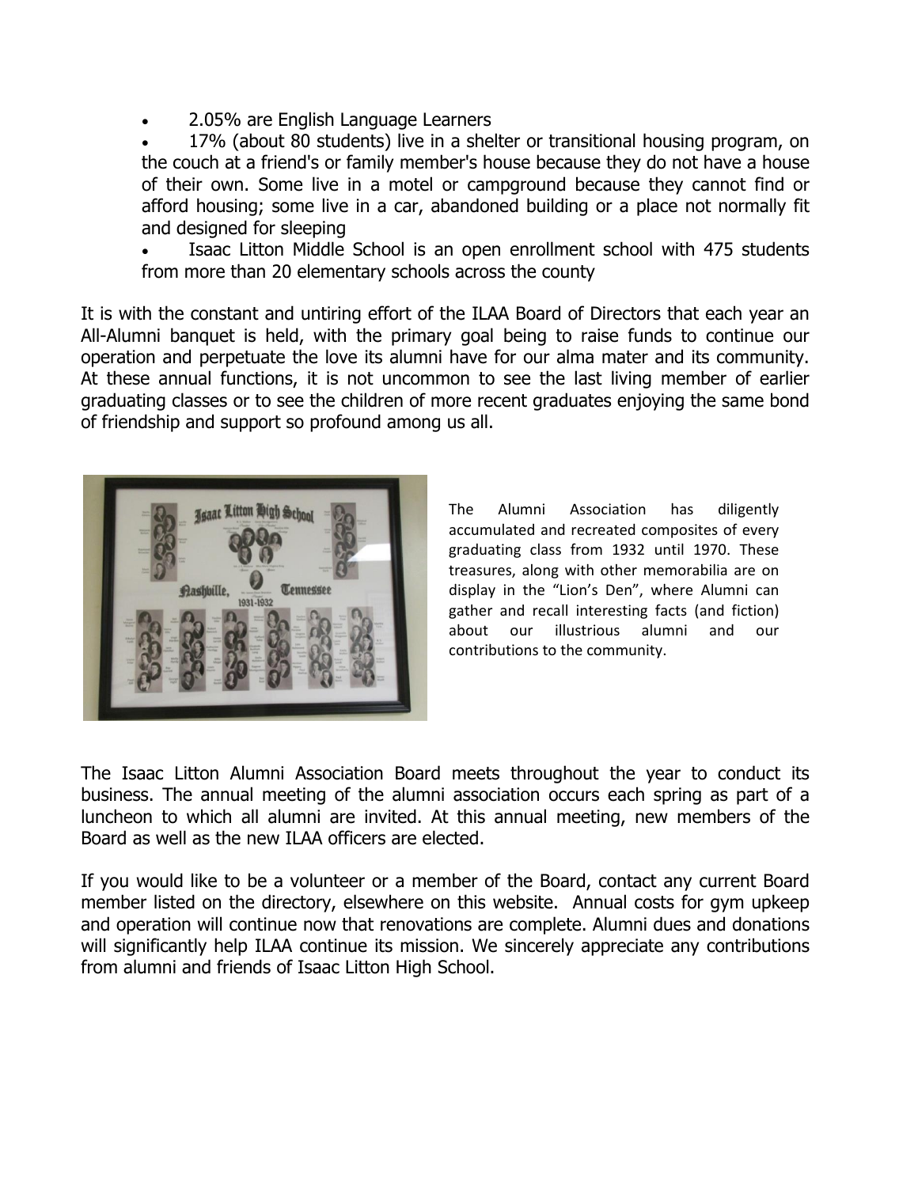- 2.05% are English Language Learners
- 17% (about 80 students) live in a shelter or transitional housing program, on the couch at a friend's or family member's house because they do not have a house of their own. Some live in a motel or campground because they cannot find or afford housing; some live in a car, abandoned building or a place not normally fit and designed for sleeping
- Isaac Litton Middle School is an open enrollment school with 475 students from more than 20 elementary schools across the county

It is with the constant and untiring effort of the ILAA Board of Directors that each year an All-Alumni banquet is held, with the primary goal being to raise funds to continue our operation and perpetuate the love its alumni have for our alma mater and its community. At these annual functions, it is not uncommon to see the last living member of earlier graduating classes or to see the children of more recent graduates enjoying the same bond of friendship and support so profound among us all.

The Alumni Association has diligently accumulated and recreated composites of every graduating class from 1932 until 1970. These treasures, along with other memorabilia are on display in the "Lion's Den", where Alumni can gather and recall interesting facts (and fiction) about our illustrious alumni and our contributions to the community.

The Isaac Litton Alumni Association Board meets throughout the year to conduct its business. The annual meeting of the alumni association occurs each spring as part of a luncheon to which all alumni are invited. At this annual meeting, new members of the Board as well as the new ILAA officers are elected.

If you would like to be a volunteer or a member of the Board, contact any current Board member listed on the directory, elsewhere on this website. Annual costs for gym upkeep and operation will continue now that renovations are complete. Alumni dues and donations will significantly help ILAA continue its mission. We sincerely appreciate any contributions from alumni and friends of Isaac Litton High School.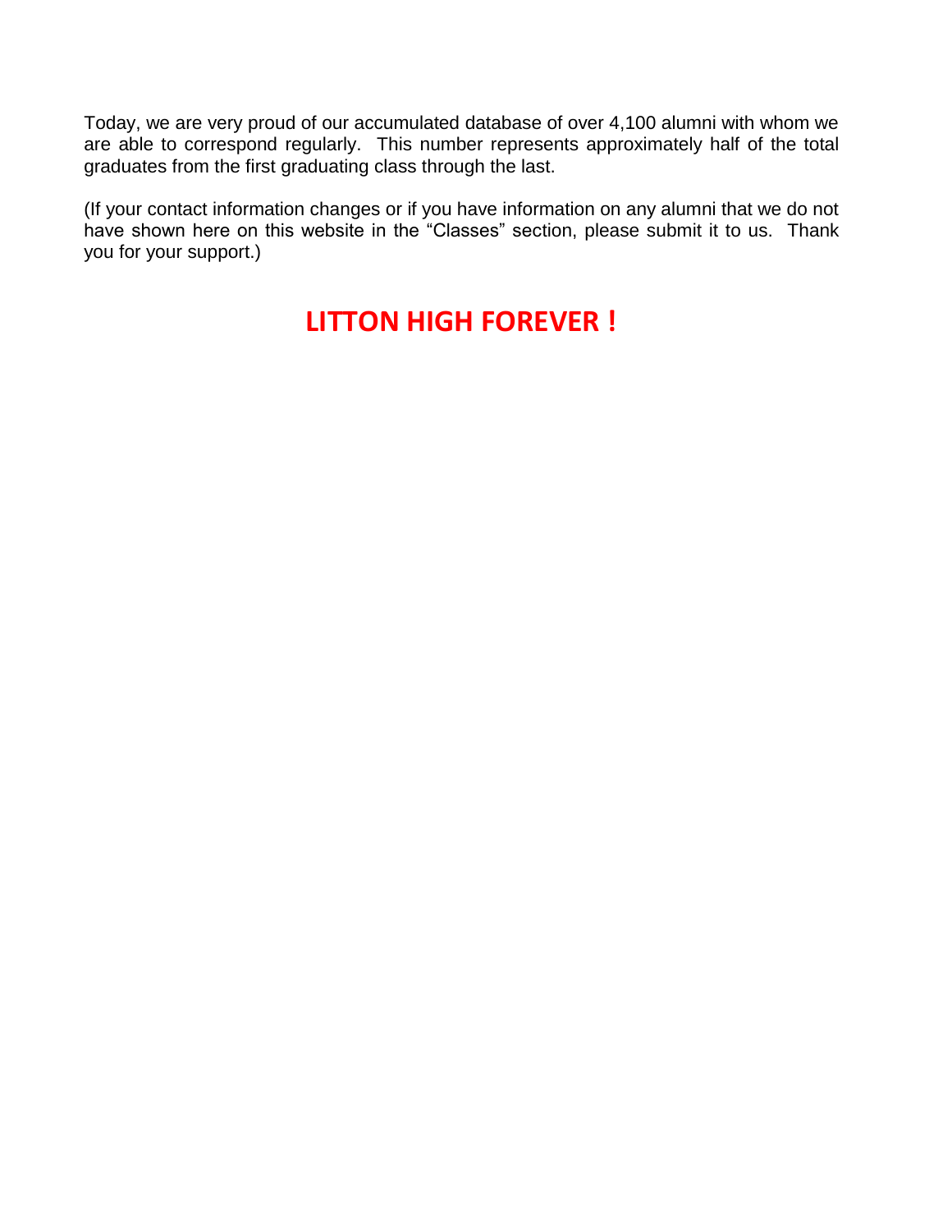Today, we are very proud of our accumulated database of over 4,100 alumni with whom we are able to correspond regularly. This number represents approximately half of the total graduates from the first graduating class through the last.

(If your contact information changes or if you have information on any alumni that we do not have shown here on this website in the “Classes” section, please submit it to us. Thank you for your support.)

**LITTON HIGH FOREVER !**